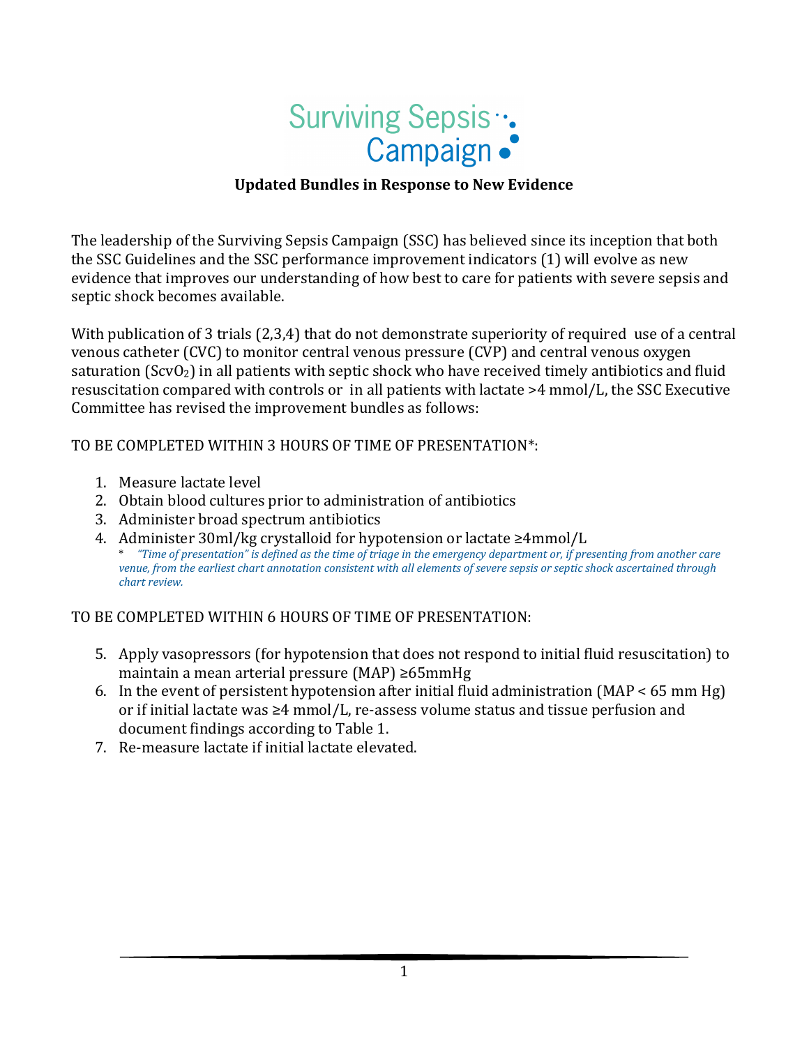# Surviving Sepsis Campaign

## Updated Bundles in Response to New Evidence

The leadership of the Surviving Sepsis Campaign (SSC) has believed since its inception that both the SSC Guidelines and the SSC performance improvement indicators (1) will evolve as new evidence that improves our understanding of how best to care for patients with severe sepsis and septic shock becomes available.

With publication of 3 trials (2,3,4) that do not demonstrate superiority of required use of a central venous catheter (CVC) to monitor central venous pressure (CVP) and central venous oxygen saturation ($ScvO_2$) in all patients with septic shock who have received timely antibiotics and fluid resuscitation compared with controls or in all patients with lactate >4 mmol/L, the SSC Executive Committee has revised the improvement bundles as follows:

TO BE COMPLETED WITHIN 3 HOURS OF TIME OF PRESENTATION*:

1. Measure lactate level
2. Obtain blood cultures prior to administration of antibiotics
3. Administer broad spectrum antibiotics
4. Administer 30ml/kg crystalloid for hypotension or lactate ≥4mmol/L

   \* *"Time of presentation" is defined as the time of triage in the emergency department or, if presenting from another care venue, from the earliest chart annotation consistent with all elements of severe sepsis or septic shock ascertained through chart review.*

TO BE COMPLETED WITHIN 6 HOURS OF TIME OF PRESENTATION:

5. Apply vasopressors (for hypotension that does not respond to initial fluid resuscitation) to maintain a mean arterial pressure (MAP) ≥65mmHg
6. In the event of persistent hypotension after initial fluid administration (MAP < 65 mm Hg) or if initial lactate was ≥4 mmol/L, re-assess volume status and tissue perfusion and document findings according to Table 1.
7. Re-measure lactate if initial lactate elevated.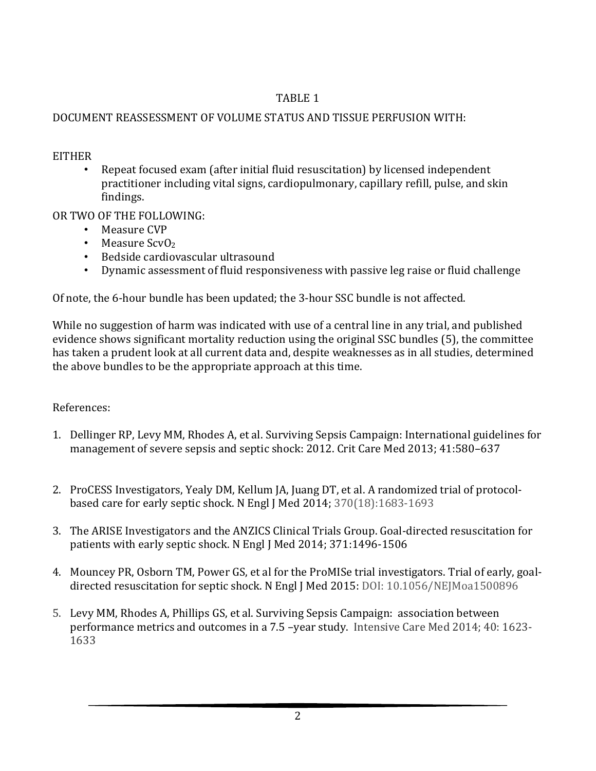TABLE 1

DOCUMENT REASSESSMENT OF VOLUME STATUS AND TISSUE PERFUSION WITH:

EITHER

- Repeat focused exam (after initial fluid resuscitation) by licensed independent practitioner including vital signs, cardiopulmonary, capillary refill, pulse, and skin findings.

OR TWO OF THE FOLLOWING:

- Measure CVP
- Measure $ScvO_2$
- Bedside cardiovascular ultrasound
- Dynamic assessment of fluid responsiveness with passive leg raise or fluid challenge

Of note, the 6-hour bundle has been updated; the 3-hour SSC bundle is not affected.

While no suggestion of harm was indicated with use of a central line in any trial, and published evidence shows significant mortality reduction using the original SSC bundles (5), the committee has taken a prudent look at all current data and, despite weaknesses as in all studies, determined the above bundles to be the appropriate approach at this time.

References:

1. Dellinger RP, Levy MM, Rhodes A, et al. Surviving Sepsis Campaign: International guidelines for management of severe sepsis and septic shock: 2012. Crit Care Med 2013; 41:580–637

2. ProCESS Investigators, Yealy DM, Kellum JA, Juang DT, et al. A randomized trial of protocol-based care for early septic shock. N Engl J Med 2014; 370(18):1683-1693

3. The ARISE Investigators and the ANZICS Clinical Trials Group. Goal-directed resuscitation for patients with early septic shock. N Engl J Med 2014; 371:1496-1506

4. Mouncey PR, Osborn TM, Power GS, et al for the ProMISe trial investigators. Trial of early, goal-directed resuscitation for septic shock. N Engl J Med 2015: DOI: 10.1056/NEJMoa1500896

5. Levy MM, Rhodes A, Phillips GS, et al. Surviving Sepsis Campaign: association between performance metrics and outcomes in a 7.5 –year study. Intensive Care Med 2014; 40: 1623-1633